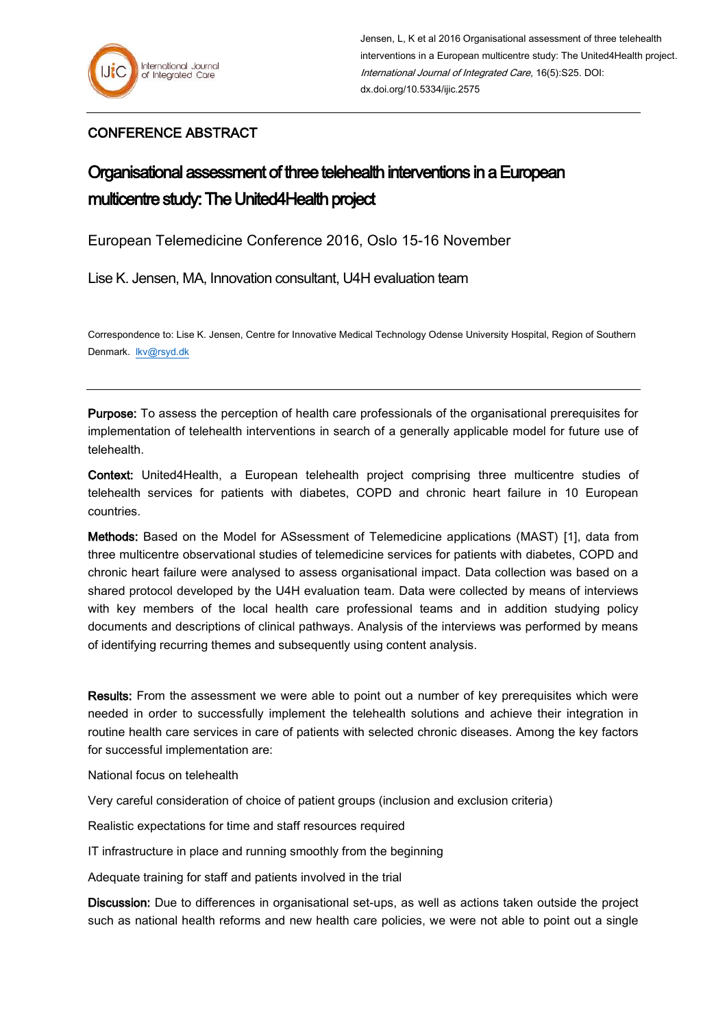CONFERENCE ABSTRACT

# Organisational assessment of three telehealth interventions in a European multicentre study: The United4Health project

European Telemedicine Conference 2016, Oslo 15-16 November

Lise K. Jensen, MA, Innovation consultant, U4H evaluation team

Correspondence to: Lise K. Jensen, Centre for Innovative Medical Technology Odense University Hospital, Region of Southern Denmark. lkv@rsyd.dk

**Purpose:** To assess the perception of health care professionals of the organisational prerequisites for implementation of telehealth interventions in search of a generally applicable model for future use of telehealth.

**Context:** United4Health, a European telehealth project comprising three multicentre studies of telehealth services for patients with diabetes, COPD and chronic heart failure in 10 European countries.

**Methods:** Based on the Model for ASsessment of Telemedicine applications (MAST) [1], data from three multicentre observational studies of telemedicine services for patients with diabetes, COPD and chronic heart failure were analysed to assess organisational impact. Data collection was based on a shared protocol developed by the U4H evaluation team. Data were collected by means of interviews with key members of the local health care professional teams and in addition studying policy documents and descriptions of clinical pathways. Analysis of the interviews was performed by means of identifying recurring themes and subsequently using content analysis.

**Results:** From the assessment we were able to point out a number of key prerequisites which were needed in order to successfully implement the telehealth solutions and achieve their integration in routine health care services in care of patients with selected chronic diseases. Among the key factors for successful implementation are:

National focus on telehealth

Very careful consideration of choice of patient groups (inclusion and exclusion criteria)

Realistic expectations for time and staff resources required

IT infrastructure in place and running smoothly from the beginning

Adequate training for staff and patients involved in the trial

**Discussion:** Due to differences in organisational set-ups, as well as actions taken outside the project such as national health reforms and new health care policies, we were not able to point out a single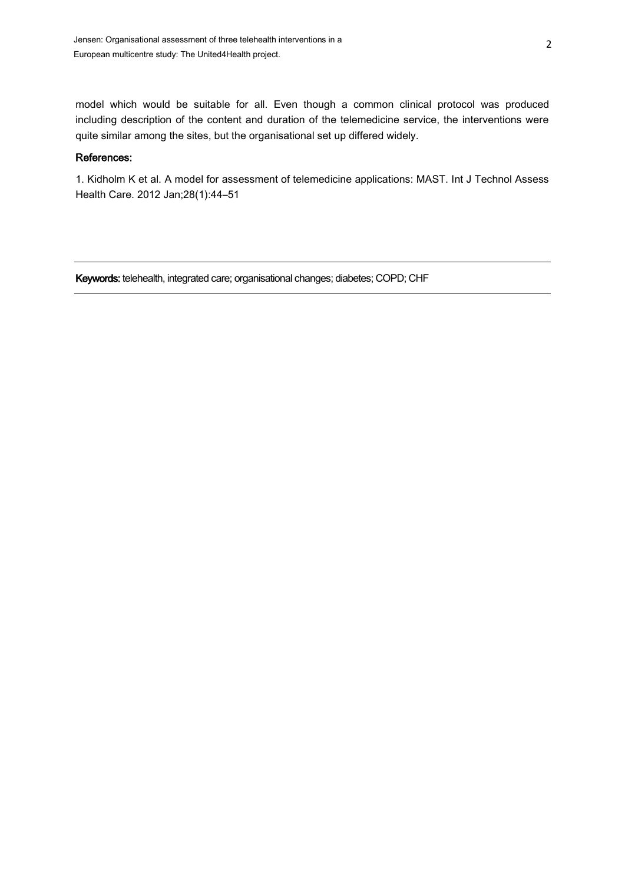model which would be suitable for all. Even though a common clinical protocol was produced including description of the content and duration of the telemedicine service, the interventions were quite similar among the sites, but the organisational set up differed widely.

**References:**

1. Kidholm K et al. A model for assessment of telemedicine applications: MAST. Int J Technol Assess Health Care. 2012 Jan;28(1):44–51

---

**Keywords:** telehealth, integrated care; organisational changes; diabetes; COPD; CHF

---